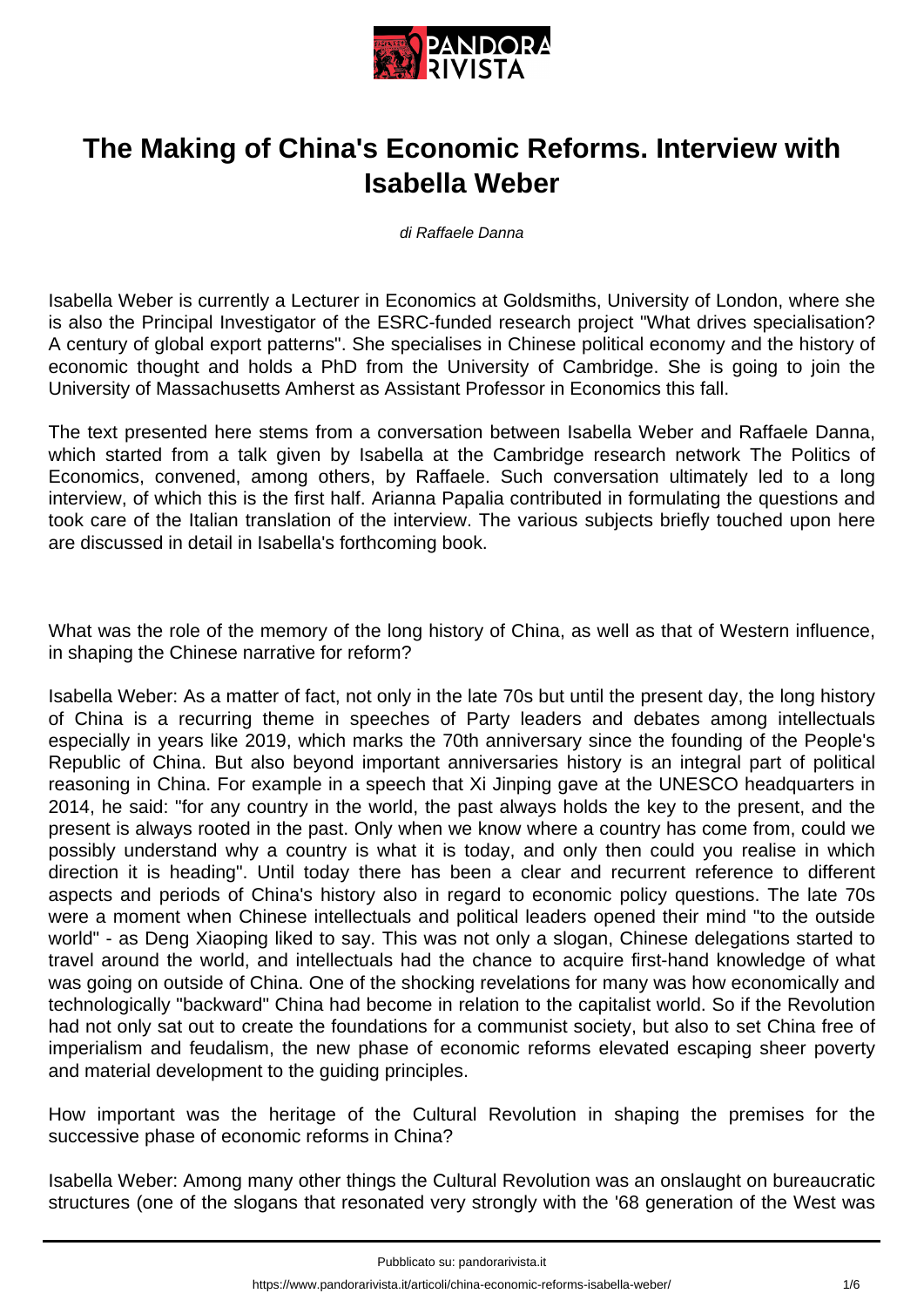# The Making of China's Economic Reforms. Interview with Isabella Weber

*di Raffaele Danna*

Isabella Weber is currently a Lecturer in Economics at Goldsmiths, University of London, where she is also the Principal Investigator of the ESRC-funded research project "What drives specialisation? A century of global export patterns". She specialises in Chinese political economy and the history of economic thought and holds a PhD from the University of Cambridge. She is going to join the University of Massachusetts Amherst as Assistant Professor in Economics this fall.

The text presented here stems from a conversation between Isabella Weber and Raffaele Danna, which started from a talk given by Isabella at the Cambridge research network The Politics of Economics, convened, among others, by Raffaele. Such conversation ultimately led to a long interview, of which this is the first half. Arianna Papalia contributed in formulating the questions and took care of the Italian translation of the interview. The various subjects briefly touched upon here are discussed in detail in Isabella's forthcoming book.

What was the role of the memory of the long history of China, as well as that of Western influence, in shaping the Chinese narrative for reform?

Isabella Weber: As a matter of fact, not only in the late 70s but until the present day, the long history of China is a recurring theme in speeches of Party leaders and debates among intellectuals especially in years like 2019, which marks the 70th anniversary since the founding of the People's Republic of China. But also beyond important anniversaries history is an integral part of political reasoning in China. For example in a speech that Xi Jinping gave at the UNESCO headquarters in 2014, he said: "for any country in the world, the past always holds the key to the present, and the present is always rooted in the past. Only when we know where a country has come from, could we possibly understand why a country is what it is today, and only then could you realise in which direction it is heading". Until today there has been a clear and recurrent reference to different aspects and periods of China's history also in regard to economic policy questions. The late 70s were a moment when Chinese intellectuals and political leaders opened their mind "to the outside world" - as Deng Xiaoping liked to say. This was not only a slogan, Chinese delegations started to travel around the world, and intellectuals had the chance to acquire first-hand knowledge of what was going on outside of China. One of the shocking revelations for many was how economically and technologically "backward" China had become in relation to the capitalist world. So if the Revolution had not only sat out to create the foundations for a communist society, but also to set China free of imperialism and feudalism, the new phase of economic reforms elevated escaping sheer poverty and material development to the guiding principles.

How important was the heritage of the Cultural Revolution in shaping the premises for the successive phase of economic reforms in China?

Isabella Weber: Among many other things the Cultural Revolution was an onslaught on bureaucratic structures (one of the slogans that resonated very strongly with the '68 generation of the West was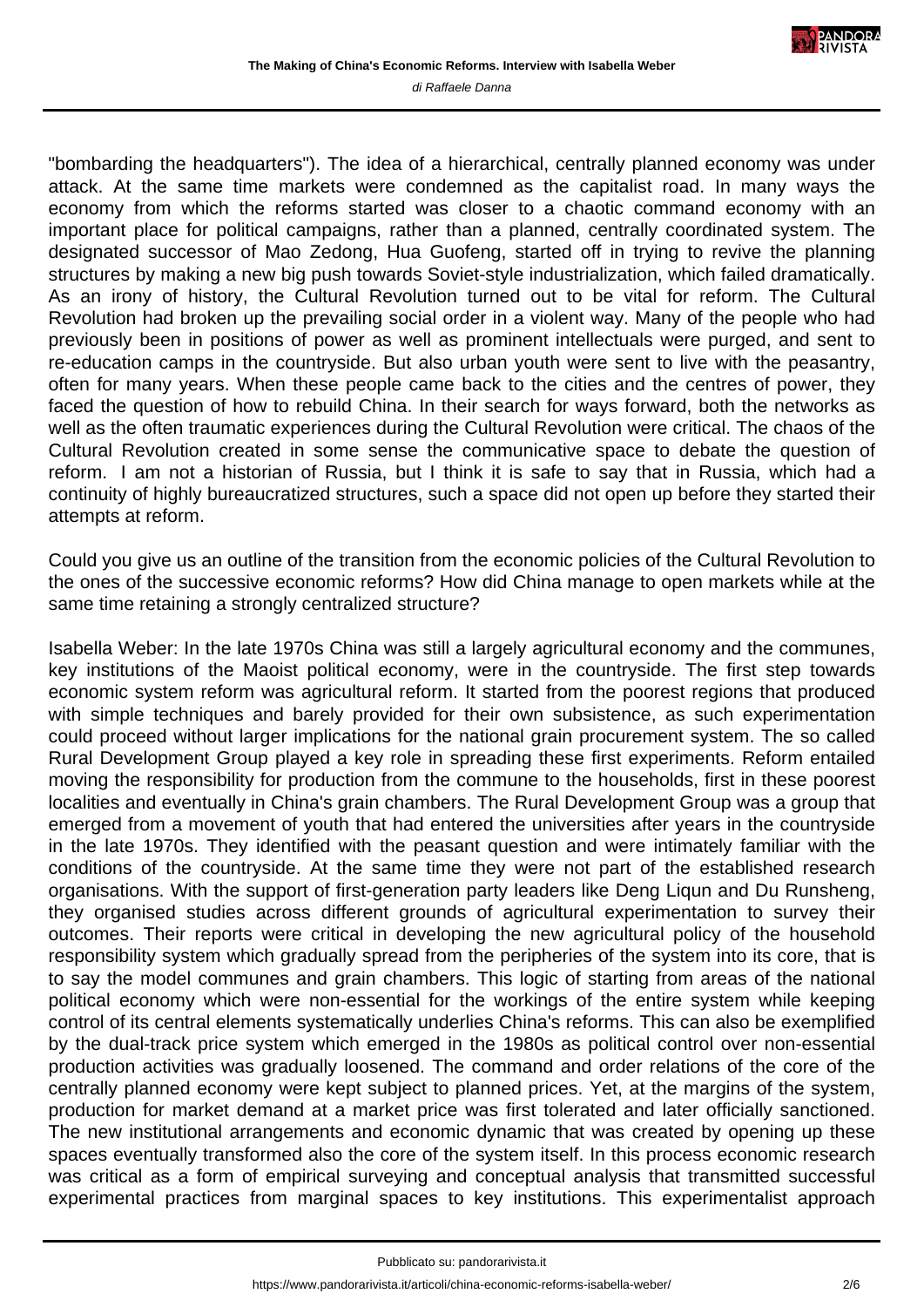"bombarding the headquarters"). The idea of a hierarchical, centrally planned economy was under attack. At the same time markets were condemned as the capitalist road. In many ways the economy from which the reforms started was closer to a chaotic command economy with an important place for political campaigns, rather than a planned, centrally coordinated system. The designated successor of Mao Zedong, Hua Guofeng, started off in trying to revive the planning structures by making a new big push towards Soviet-style industrialization, which failed dramatically. As an irony of history, the Cultural Revolution turned out to be vital for reform. The Cultural Revolution had broken up the prevailing social order in a violent way. Many of the people who had previously been in positions of power as well as prominent intellectuals were purged, and sent to re-education camps in the countryside. But also urban youth were sent to live with the peasantry, often for many years. When these people came back to the cities and the centres of power, they faced the question of how to rebuild China. In their search for ways forward, both the networks as well as the often traumatic experiences during the Cultural Revolution were critical. The chaos of the Cultural Revolution created in some sense the communicative space to debate the question of reform. I am not a historian of Russia, but I think it is safe to say that in Russia, which had a continuity of highly bureaucratized structures, such a space did not open up before they started their attempts at reform.

Could you give us an outline of the transition from the economic policies of the Cultural Revolution to the ones of the successive economic reforms? How did China manage to open markets while at the same time retaining a strongly centralized structure?

Isabella Weber: In the late 1970s China was still a largely agricultural economy and the communes, key institutions of the Maoist political economy, were in the countryside. The first step towards economic system reform was agricultural reform. It started from the poorest regions that produced with simple techniques and barely provided for their own subsistence, as such experimentation could proceed without larger implications for the national grain procurement system. The so called Rural Development Group played a key role in spreading these first experiments. Reform entailed moving the responsibility for production from the commune to the households, first in these poorest localities and eventually in China's grain chambers. The Rural Development Group was a group that emerged from a movement of youth that had entered the universities after years in the countryside in the late 1970s. They identified with the peasant question and were intimately familiar with the conditions of the countryside. At the same time they were not part of the established research organisations. With the support of first-generation party leaders like Deng Liqun and Du Runsheng, they organised studies across different grounds of agricultural experimentation to survey their outcomes. Their reports were critical in developing the new agricultural policy of the household responsibility system which gradually spread from the peripheries of the system into its core, that is to say the model communes and grain chambers. This logic of starting from areas of the national political economy which were non-essential for the workings of the entire system while keeping control of its central elements systematically underlies China's reforms. This can also be exemplified by the dual-track price system which emerged in the 1980s as political control over non-essential production activities was gradually loosened. The command and order relations of the core of the centrally planned economy were kept subject to planned prices. Yet, at the margins of the system, production for market demand at a market price was first tolerated and later officially sanctioned. The new institutional arrangements and economic dynamic that was created by opening up these spaces eventually transformed also the core of the system itself. In this process economic research was critical as a form of empirical surveying and conceptual analysis that transmitted successful experimental practices from marginal spaces to key institutions. This experimentalist approach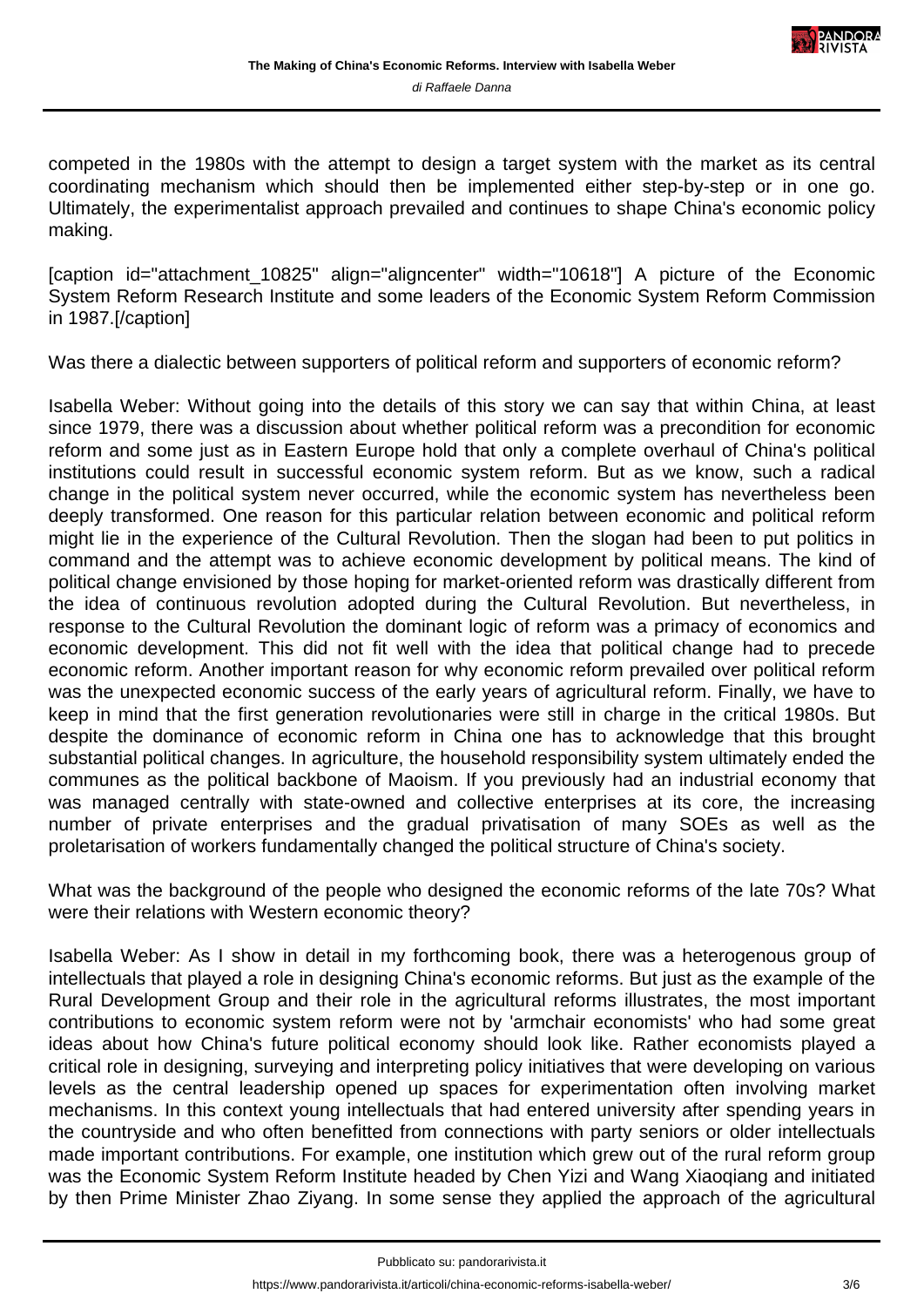competed in the 1980s with the attempt to design a target system with the market as its central coordinating mechanism which should then be implemented either step-by-step or in one go. Ultimately, the experimentalist approach prevailed and continues to shape China's economic policy making.

[caption id="attachment_10825" align="aligncenter" width="10618"] A picture of the Economic System Reform Research Institute and some leaders of the Economic System Reform Commission in 1987.[/caption]

Was there a dialectic between supporters of political reform and supporters of economic reform?

Isabella Weber: Without going into the details of this story we can say that within China, at least since 1979, there was a discussion about whether political reform was a precondition for economic reform and some just as in Eastern Europe hold that only a complete overhaul of China's political institutions could result in successful economic system reform. But as we know, such a radical change in the political system never occurred, while the economic system has nevertheless been deeply transformed. One reason for this particular relation between economic and political reform might lie in the experience of the Cultural Revolution. Then the slogan had been to put politics in command and the attempt was to achieve economic development by political means. The kind of political change envisioned by those hoping for market-oriented reform was drastically different from the idea of continuous revolution adopted during the Cultural Revolution. But nevertheless, in response to the Cultural Revolution the dominant logic of reform was a primacy of economics and economic development. This did not fit well with the idea that political change had to precede economic reform. Another important reason for why economic reform prevailed over political reform was the unexpected economic success of the early years of agricultural reform. Finally, we have to keep in mind that the first generation revolutionaries were still in charge in the critical 1980s. But despite the dominance of economic reform in China one has to acknowledge that this brought substantial political changes. In agriculture, the household responsibility system ultimately ended the communes as the political backbone of Maoism. If you previously had an industrial economy that was managed centrally with state-owned and collective enterprises at its core, the increasing number of private enterprises and the gradual privatisation of many SOEs as well as the proletarisation of workers fundamentally changed the political structure of China's society.

What was the background of the people who designed the economic reforms of the late 70s? What were their relations with Western economic theory?

Isabella Weber: As I show in detail in my forthcoming book, there was a heterogenous group of intellectuals that played a role in designing China's economic reforms. But just as the example of the Rural Development Group and their role in the agricultural reforms illustrates, the most important contributions to economic system reform were not by 'armchair economists' who had some great ideas about how China's future political economy should look like. Rather economists played a critical role in designing, surveying and interpreting policy initiatives that were developing on various levels as the central leadership opened up spaces for experimentation often involving market mechanisms. In this context young intellectuals that had entered university after spending years in the countryside and who often benefitted from connections with party seniors or older intellectuals made important contributions. For example, one institution which grew out of the rural reform group was the Economic System Reform Institute headed by Chen Yizi and Wang Xiaoqiang and initiated by then Prime Minister Zhao Ziyang. In some sense they applied the approach of the agricultural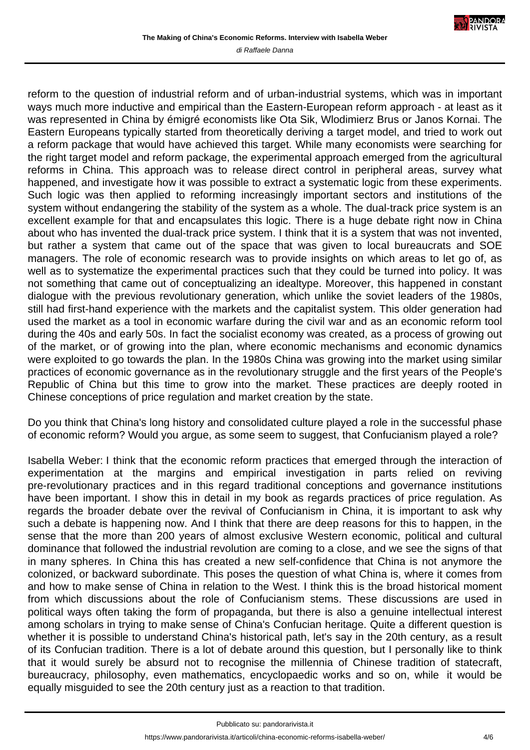reform to the question of industrial reform and of urban-industrial systems, which was in important ways much more inductive and empirical than the Eastern-European reform approach - at least as it was represented in China by émigré economists like Ota Sik, Wlodimierz Brus or Janos Kornai. The Eastern Europeans typically started from theoretically deriving a target model, and tried to work out a reform package that would have achieved this target. While many economists were searching for the right target model and reform package, the experimental approach emerged from the agricultural reforms in China. This approach was to release direct control in peripheral areas, survey what happened, and investigate how it was possible to extract a systematic logic from these experiments. Such logic was then applied to reforming increasingly important sectors and institutions of the system without endangering the stability of the system as a whole. The dual-track price system is an excellent example for that and encapsulates this logic. There is a huge debate right now in China about who has invented the dual-track price system. I think that it is a system that was not invented, but rather a system that came out of the space that was given to local bureaucrats and SOE managers. The role of economic research was to provide insights on which areas to let go of, as well as to systematize the experimental practices such that they could be turned into policy. It was not something that came out of conceptualizing an idealtype. Moreover, this happened in constant dialogue with the previous revolutionary generation, which unlike the soviet leaders of the 1980s, still had first-hand experience with the markets and the capitalist system. This older generation had used the market as a tool in economic warfare during the civil war and as an economic reform tool during the 40s and early 50s. In fact the socialist economy was created, as a process of growing out of the market, or of growing into the plan, where economic mechanisms and economic dynamics were exploited to go towards the plan. In the 1980s China was growing into the market using similar practices of economic governance as in the revolutionary struggle and the first years of the People's Republic of China but this time to grow into the market. These practices are deeply rooted in Chinese conceptions of price regulation and market creation by the state.

Do you think that China's long history and consolidated culture played a role in the successful phase of economic reform? Would you argue, as some seem to suggest, that Confucianism played a role?

Isabella Weber: I think that the economic reform practices that emerged through the interaction of experimentation at the margins and empirical investigation in parts relied on reviving pre-revolutionary practices and in this regard traditional conceptions and governance institutions have been important. I show this in detail in my book as regards practices of price regulation. As regards the broader debate over the revival of Confucianism in China, it is important to ask why such a debate is happening now. And I think that there are deep reasons for this to happen, in the sense that the more than 200 years of almost exclusive Western economic, political and cultural dominance that followed the industrial revolution are coming to a close, and we see the signs of that in many spheres. In China this has created a new self-confidence that China is not anymore the colonized, or backward subordinate. This poses the question of what China is, where it comes from and how to make sense of China in relation to the West. I think this is the broad historical moment from which discussions about the role of Confucianism stems. These discussions are used in political ways often taking the form of propaganda, but there is also a genuine intellectual interest among scholars in trying to make sense of China's Confucian heritage. Quite a different question is whether it is possible to understand China's historical path, let's say in the 20th century, as a result of its Confucian tradition. There is a lot of debate around this question, but I personally like to think that it would surely be absurd not to recognise the millennia of Chinese tradition of statecraft, bureaucracy, philosophy, even mathematics, encyclopaedic works and so on, while it would be equally misguided to see the 20th century just as a reaction to that tradition.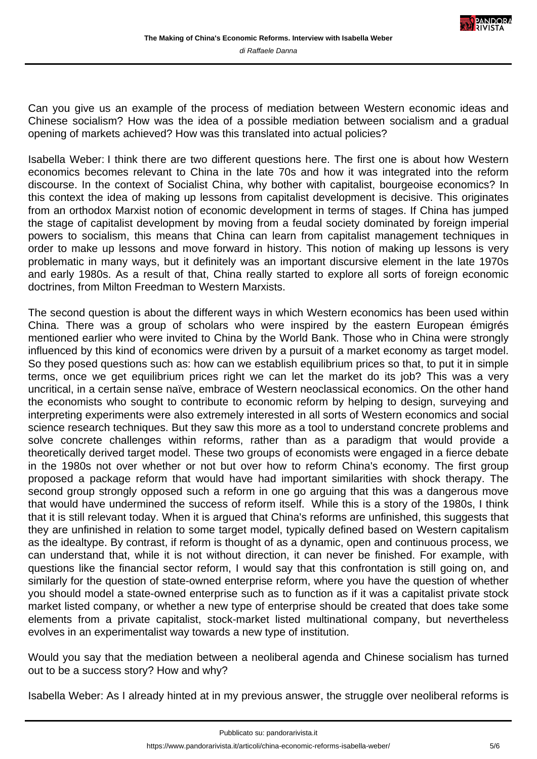Can you give us an example of the process of mediation between Western economic ideas and Chinese socialism? How was the idea of a possible mediation between socialism and a gradual opening of markets achieved? How was this translated into actual policies?

Isabella Weber: I think there are two different questions here. The first one is about how Western economics becomes relevant to China in the late 70s and how it was integrated into the reform discourse. In the context of Socialist China, why bother with capitalist, bourgeoise economics? In this context the idea of making up lessons from capitalist development is decisive. This originates from an orthodox Marxist notion of economic development in terms of stages. If China has jumped the stage of capitalist development by moving from a feudal society dominated by foreign imperial powers to socialism, this means that China can learn from capitalist management techniques in order to make up lessons and move forward in history. This notion of making up lessons is very problematic in many ways, but it definitely was an important discursive element in the late 1970s and early 1980s. As a result of that, China really started to explore all sorts of foreign economic doctrines, from Milton Freedman to Western Marxists.

The second question is about the different ways in which Western economics has been used within China. There was a group of scholars who were inspired by the eastern European émigrés mentioned earlier who were invited to China by the World Bank. Those who in China were strongly influenced by this kind of economics were driven by a pursuit of a market economy as target model. So they posed questions such as: how can we establish equilibrium prices so that, to put it in simple terms, once we get equilibrium prices right we can let the market do its job? This was a very uncritical, in a certain sense naïve, embrace of Western neoclassical economics. On the other hand the economists who sought to contribute to economic reform by helping to design, surveying and interpreting experiments were also extremely interested in all sorts of Western economics and social science research techniques. But they saw this more as a tool to understand concrete problems and solve concrete challenges within reforms, rather than as a paradigm that would provide a theoretically derived target model. These two groups of economists were engaged in a fierce debate in the 1980s not over whether or not but over how to reform China's economy. The first group proposed a package reform that would have had important similarities with shock therapy. The second group strongly opposed such a reform in one go arguing that this was a dangerous move that would have undermined the success of reform itself. While this is a story of the 1980s, I think that it is still relevant today. When it is argued that China's reforms are unfinished, this suggests that they are unfinished in relation to some target model, typically defined based on Western capitalism as the idealtype. By contrast, if reform is thought of as a dynamic, open and continuous process, we can understand that, while it is not without direction, it can never be finished. For example, with questions like the financial sector reform, I would say that this confrontation is still going on, and similarly for the question of state-owned enterprise reform, where you have the question of whether you should model a state-owned enterprise such as to function as if it was a capitalist private stock market listed company, or whether a new type of enterprise should be created that does take some elements from a private capitalist, stock-market listed multinational company, but nevertheless evolves in an experimentalist way towards a new type of institution.

Would you say that the mediation between a neoliberal agenda and Chinese socialism has turned out to be a success story? How and why?

Isabella Weber: As I already hinted at in my previous answer, the struggle over neoliberal reforms is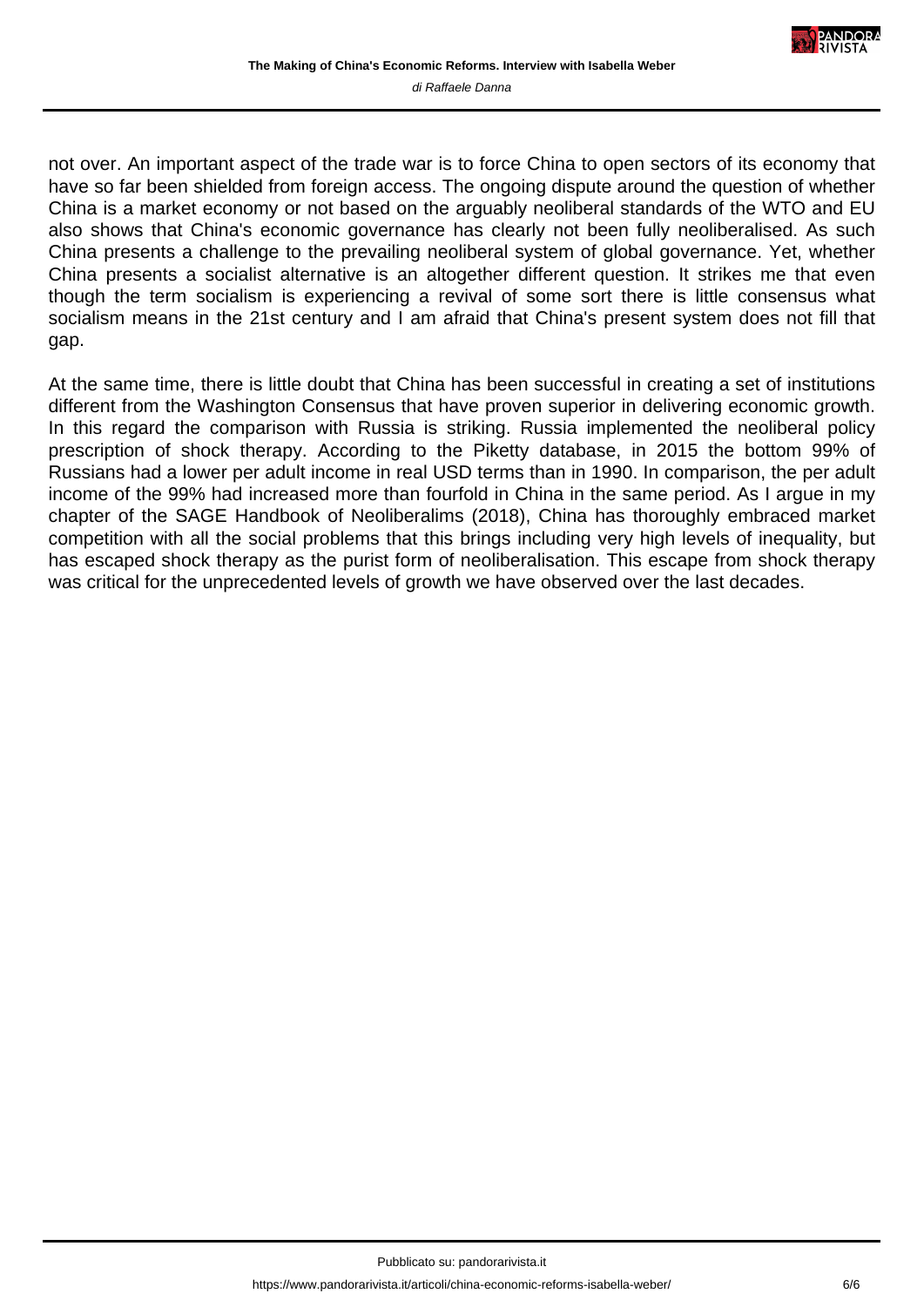not over. An important aspect of the trade war is to force China to open sectors of its economy that have so far been shielded from foreign access. The ongoing dispute around the question of whether China is a market economy or not based on the arguably neoliberal standards of the WTO and EU also shows that China's economic governance has clearly not been fully neoliberalised. As such China presents a challenge to the prevailing neoliberal system of global governance. Yet, whether China presents a socialist alternative is an altogether different question. It strikes me that even though the term socialism is experiencing a revival of some sort there is little consensus what socialism means in the 21st century and I am afraid that China's present system does not fill that gap.

At the same time, there is little doubt that China has been successful in creating a set of institutions different from the Washington Consensus that have proven superior in delivering economic growth. In this regard the comparison with Russia is striking. Russia implemented the neoliberal policy prescription of shock therapy. According to the Piketty database, in 2015 the bottom 99% of Russians had a lower per adult income in real USD terms than in 1990. In comparison, the per adult income of the 99% had increased more than fourfold in China in the same period. As I argue in my chapter of the SAGE Handbook of Neoliberalims (2018), China has thoroughly embraced market competition with all the social problems that this brings including very high levels of inequality, but has escaped shock therapy as the purist form of neoliberalisation. This escape from shock therapy was critical for the unprecedented levels of growth we have observed over the last decades.